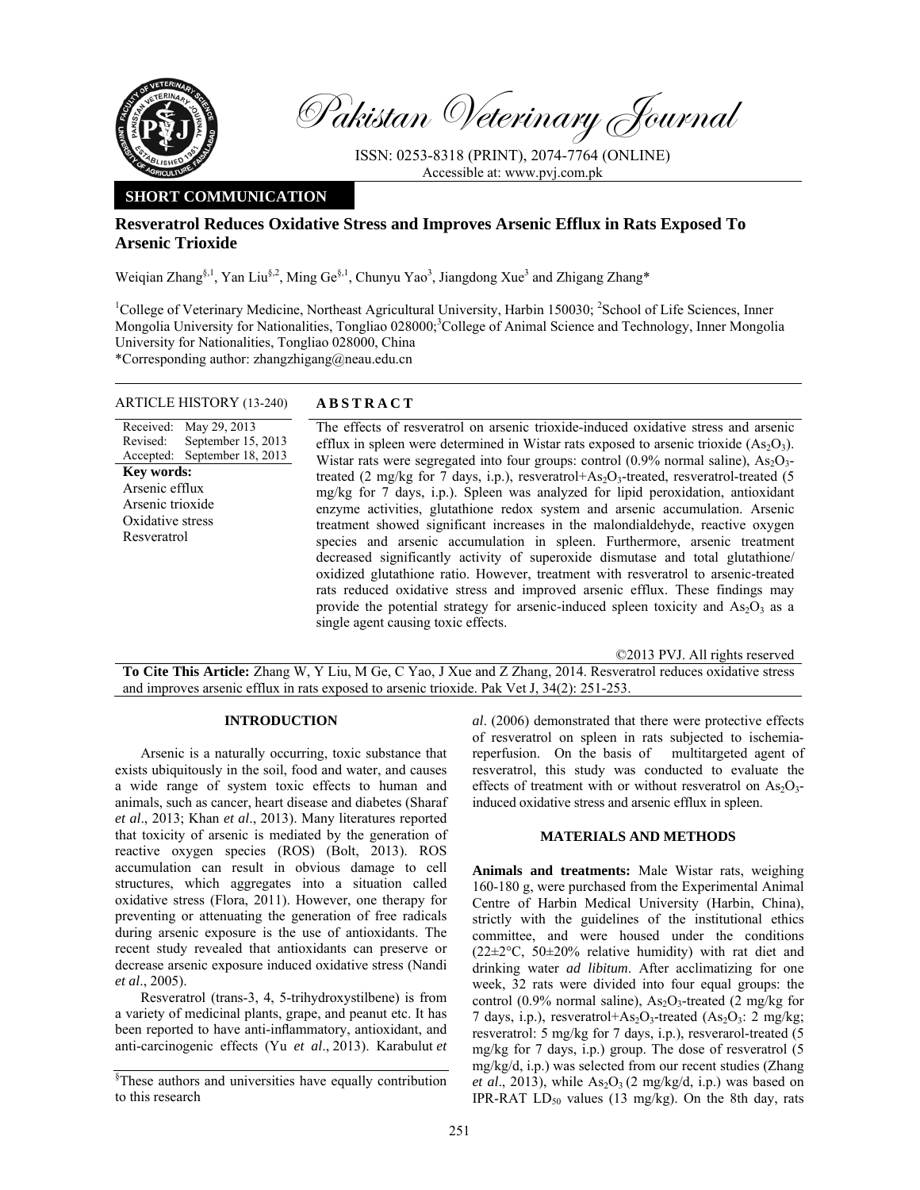Pakistan Veterinary Journal

ISSN: 0253-8318 (PRINT), 2074-7764 (ONLINE)
Accessible at: www.pvj.com.pk

**SHORT COMMUNICATION**

# Resveratrol Reduces Oxidative Stress and Improves Arsenic Efflux in Rats Exposed To Arsenic Trioxide

Weiqian Zhang[§,1], Yan Liu[§,2], Ming Ge[§,1], Chunyu Yao[3], Jiangdong Xue[3] and Zhigang Zhang*

[1]College of Veterinary Medicine, Northeast Agricultural University, Harbin 150030; [2]School of Life Sciences, Inner Mongolia University for Nationalities, Tongliao 028000;[3]College of Animal Science and Technology, Inner Mongolia University for Nationalities, Tongliao 028000, China

*Corresponding author: zhangzhigang@neau.edu.cn

**ARTICLE HISTORY** (13-240)

Received: May 29, 2013
Revised: September 15, 2013
Accepted: September 18, 2013

**Key words:**
Arsenic efflux
Arsenic trioxide
Oxidative stress
Resveratrol

## ABSTRACT

The effects of resveratrol on arsenic trioxide-induced oxidative stress and arsenic efflux in spleen were determined in Wistar rats exposed to arsenic trioxide ($As_2O_3$). Wistar rats were segregated into four groups: control (0.9% normal saline), $As_2O_3$-treated (2 mg/kg for 7 days, i.p.), resveratrol+$As_2O_3$-treated, resveratrol-treated (5 mg/kg for 7 days, i.p.). Spleen was analyzed for lipid peroxidation, antioxidant enzyme activities, glutathione redox system and arsenic accumulation. Arsenic treatment showed significant increases in the malondialdehyde, reactive oxygen species and arsenic accumulation in spleen. Furthermore, arsenic treatment decreased significantly activity of superoxide dismutase and total glutathione/ oxidized glutathione ratio. However, treatment with resveratrol to arsenic-treated rats reduced oxidative stress and improved arsenic efflux. These findings may provide the potential strategy for arsenic-induced spleen toxicity and $As_2O_3$ as a single agent causing toxic effects.

©2013 PVJ. All rights reserved

**To Cite This Article:** Zhang W, Y Liu, M Ge, C Yao, J Xue and Z Zhang, 2014. Resveratrol reduces oxidative stress and improves arsenic efflux in rats exposed to arsenic trioxide. Pak Vet J, 34(2): 251-253.

## INTRODUCTION

Arsenic is a naturally occurring, toxic substance that exists ubiquitously in the soil, food and water, and causes a wide range of system toxic effects to human and animals, such as cancer, heart disease and diabetes (Sharaf *et al*., 2013; Khan *et al*., 2013). Many literatures reported that toxicity of arsenic is mediated by the generation of reactive oxygen species (ROS) (Bolt, 2013). ROS accumulation can result in obvious damage to cell structures, which aggregates into a situation called oxidative stress (Flora, 2011). However, one therapy for preventing or attenuating the generation of free radicals during arsenic exposure is the use of antioxidants. The recent study revealed that antioxidants can preserve or decrease arsenic exposure induced oxidative stress (Nandi *et al*., 2005).

Resveratrol (trans-3, 4, 5-trihydroxystilbene) is from a variety of medicinal plants, grape, and peanut etc. It has been reported to have anti-inflammatory, antioxidant, and anti-carcinogenic effects (Yu *et al*., 2013). Karabulut *et al*. (2006) demonstrated that there were protective effects of resveratrol on spleen in rats subjected to ischemia-reperfusion. On the basis of multitargeted agent of resveratrol, this study was conducted to evaluate the effects of treatment with or without resveratrol on $As_2O_3$-induced oxidative stress and arsenic efflux in spleen.

## MATERIALS AND METHODS

**Animals and treatments:** Male Wistar rats, weighing 160-180 g, were purchased from the Experimental Animal Centre of Harbin Medical University (Harbin, China), strictly with the guidelines of the institutional ethics committee, and were housed under the conditions (22±2°C, 50±20% relative humidity) with rat diet and drinking water *ad libitum*. After acclimatizing for one week, 32 rats were divided into four equal groups: the control (0.9% normal saline), $As_2O_3$-treated (2 mg/kg for 7 days, i.p.), resveratrol+$As_2O_3$-treated ($As_2O_3$: 2 mg/kg; resveratrol: 5 mg/kg for 7 days, i.p.), resverarol-treated (5 mg/kg for 7 days, i.p.) group. The dose of resveratrol (5 mg/kg/d, i.p.) was selected from our recent studies (Zhang *et al*., 2013), while $As_2O_3$ (2 mg/kg/d, i.p.) was based on IPR-RAT $LD_{50}$ values (13 mg/kg). On the 8th day, rats

[§]These authors and universities have equally contribution to this research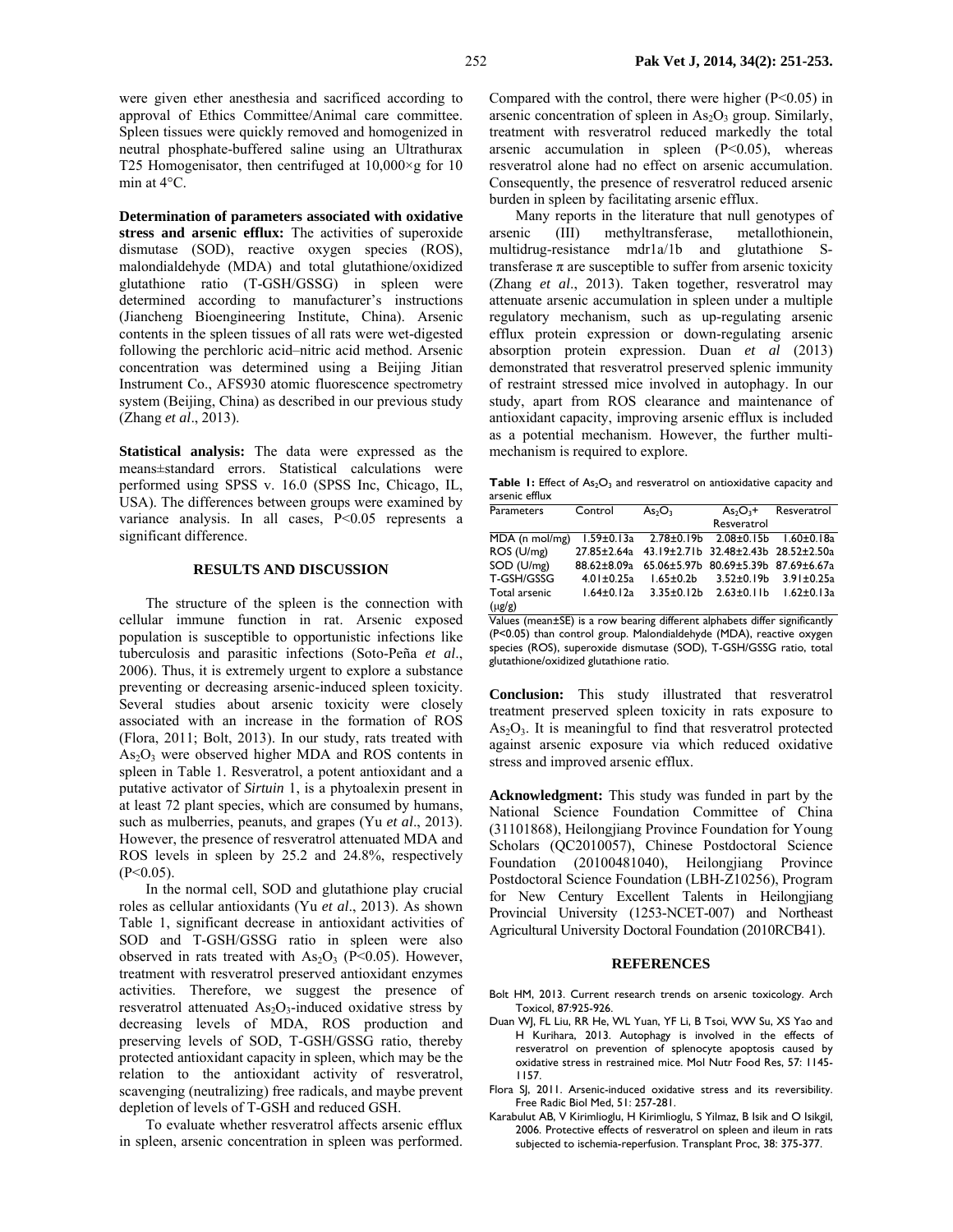were given ether anesthesia and sacrificed according to approval of Ethics Committee/Animal care committee. Spleen tissues were quickly removed and homogenized in neutral phosphate-buffered saline using an Ultrathurax T25 Homogenisator, then centrifuged at 10,000×g for 10 min at 4°C.

**Determination of parameters associated with oxidative stress and arsenic efflux:** The activities of superoxide dismutase (SOD), reactive oxygen species (ROS), malondialdehyde (MDA) and total glutathione/oxidized glutathione ratio (T-GSH/GSSG) in spleen were determined according to manufacturer's instructions (Jiancheng Bioengineering Institute, China). Arsenic contents in the spleen tissues of all rats were wet-digested following the perchloric acid–nitric acid method. Arsenic concentration was determined using a Beijing Jitian Instrument Co., AFS930 atomic fluorescence spectrometry system (Beijing, China) as described in our previous study (Zhang *et al*., 2013).

**Statistical analysis:** The data were expressed as the means±standard errors. Statistical calculations were performed using SPSS v. 16.0 (SPSS Inc, Chicago, IL, USA). The differences between groups were examined by variance analysis. In all cases, $P<0.05$ represents a significant difference.

## RESULTS AND DISCUSSION

The structure of the spleen is the connection with cellular immune function in rat. Arsenic exposed population is susceptible to opportunistic infections like tuberculosis and parasitic infections (Soto-Peña *et al*., 2006). Thus, it is extremely urgent to explore a substance preventing or decreasing arsenic-induced spleen toxicity. Several studies about arsenic toxicity were closely associated with an increase in the formation of ROS (Flora, 2011; Bolt, 2013). In our study, rats treated with $As_2O_3$ were observed higher MDA and ROS contents in spleen in Table 1. Resveratrol, a potent antioxidant and a putative activator of *Sirtuin* 1, is a phytoalexin present in at least 72 plant species, which are consumed by humans, such as mulberries, peanuts, and grapes (Yu *et al*., 2013). However, the presence of resveratrol attenuated MDA and ROS levels in spleen by 25.2 and 24.8%, respectively ($P<0.05$).

In the normal cell, SOD and glutathione play crucial roles as cellular antioxidants (Yu *et al*., 2013). As shown Table 1, significant decrease in antioxidant activities of SOD and T-GSH/GSSG ratio in spleen were also observed in rats treated with $As_2O_3$ ($P<0.05$). However, treatment with resveratrol preserved antioxidant enzymes activities. Therefore, we suggest the presence of resveratrol attenuated $As_2O_3$-induced oxidative stress by decreasing levels of MDA, ROS production and preserving levels of SOD, T-GSH/GSSG ratio, thereby protected antioxidant capacity in spleen, which may be the relation to the antioxidant activity of resveratrol, scavenging (neutralizing) free radicals, and maybe prevent depletion of levels of T-GSH and reduced GSH.

To evaluate whether resveratrol affects arsenic efflux in spleen, arsenic concentration in spleen was performed. Compared with the control, there were higher ($P<0.05$) in arsenic concentration of spleen in $As_2O_3$ group. Similarly, treatment with resveratrol reduced markedly the total arsenic accumulation in spleen ($P<0.05$), whereas resveratrol alone had no effect on arsenic accumulation. Consequently, the presence of resveratrol reduced arsenic burden in spleen by facilitating arsenic efflux.

Many reports in the literature that null genotypes of arsenic (III) methyltransferase, metallothionein, multidrug-resistance mdr1a/1b and glutathione S-transferase π are susceptible to suffer from arsenic toxicity (Zhang *et al*., 2013). Taken together, resveratrol may attenuate arsenic accumulation in spleen under a multiple regulatory mechanism, such as up-regulating arsenic efflux protein expression or down-regulating arsenic absorption protein expression. Duan *et al* (2013) demonstrated that resveratrol preserved splenic immunity of restraint stressed mice involved in autophagy. In our study, apart from ROS clearance and maintenance of antioxidant capacity, improving arsenic efflux is included as a potential mechanism. However, the further multi-mechanism is required to explore.

**Table 1:** Effect of $As_2O_3$ and resveratrol on antioxidative capacity and arsenic efflux

| Parameters | Control | $As_2O_3$ | $As_2O_3$+ Resveratrol | Resveratrol |
|---|---|---|---|---|
| MDA (n mol/mg) | 1.59±0.13a | 2.78±0.19b | 2.08±0.15b | 1.60±0.18a |
| ROS (U/mg) | 27.85±2.64a | 43.19±2.71b | 32.48±2.43b | 28.52±2.50a |
| SOD (U/mg) | 88.62±8.09a | 65.06±5.97b | 80.69±5.39b | 87.69±6.67a |
| T-GSH/GSSG | 4.01±0.25a | 1.65±0.2b | 3.52±0.19b | 3.91±0.25a |
| Total arsenic (μg/g) | 1.64±0.12a | 3.35±0.12b | 2.63±0.11b | 1.62±0.13a |

Values (mean±SE) is a row bearing different alphabets differ significantly ($P<0.05$) than control group. Malondialdehyde (MDA), reactive oxygen species (ROS), superoxide dismutase (SOD), T-GSH/GSSG ratio, total glutathione/oxidized glutathione ratio.

**Conclusion:** This study illustrated that resveratrol treatment preserved spleen toxicity in rats exposure to $As_2O_3$. It is meaningful to find that resveratrol protected against arsenic exposure via which reduced oxidative stress and improved arsenic efflux.

**Acknowledgment:** This study was funded in part by the National Science Foundation Committee of China (31101868), Heilongjiang Province Foundation for Young Scholars (QC2010057), Chinese Postdoctoral Science Foundation (20100481040), Heilongjiang Province Postdoctoral Science Foundation (LBH-Z10256), Program for New Century Excellent Talents in Heilongjiang Provincial University (1253-NCET-007) and Northeast Agricultural University Doctoral Foundation (2010RCB41).

## REFERENCES

Bolt HM, 2013. Current research trends on arsenic toxicology. Arch Toxicol, 87:925-926.

Duan WJ, FL Liu, RR He, WL Yuan, YF Li, B Tsoi, WW Su, XS Yao and H Kurihara, 2013. Autophagy is involved in the effects of resveratrol on prevention of splenocyte apoptosis caused by oxidative stress in restrained mice. Mol Nutr Food Res, 57: 1145-1157.

Flora SJ, 2011. Arsenic-induced oxidative stress and its reversibility. Free Radic Biol Med, 51: 257-281.

Karabulut AB, V Kirimlioglu, H Kirimlioglu, S Yilmaz, B Isik and O Isikgil, 2006. Protective effects of resveratrol on spleen and ileum in rats subjected to ischemia-reperfusion. Transplant Proc, 38: 375-377.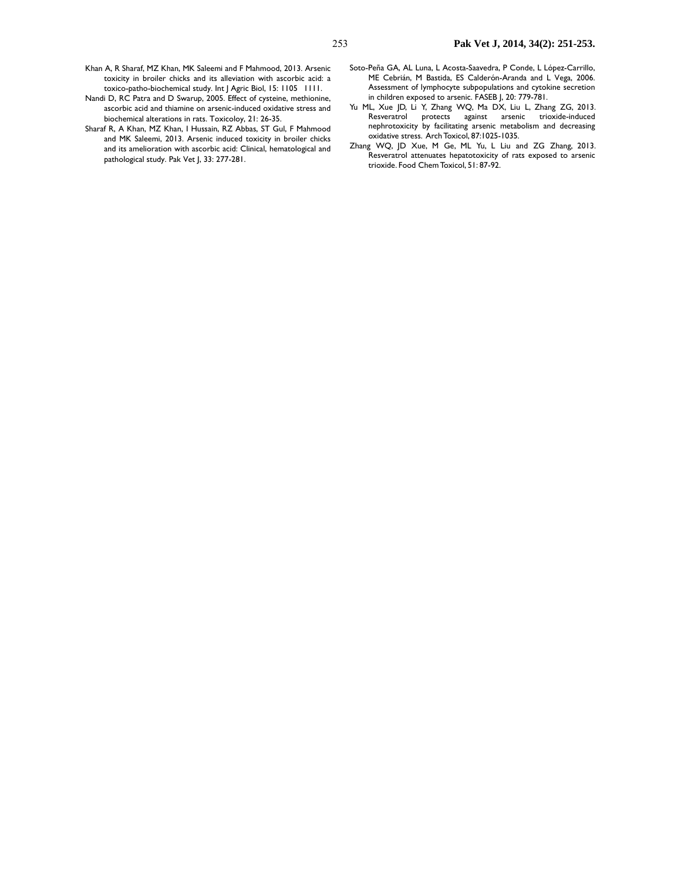Khan A, R Sharaf, MZ Khan, MK Saleemi and F Mahmood, 2013. Arsenic toxicity in broiler chicks and its alleviation with ascorbic acid: a toxico-patho-biochemical study. Int J Agric Biol, 15: 1105 1111.

Nandi D, RC Patra and D Swarup, 2005. Effect of cysteine, methionine, ascorbic acid and thiamine on arsenic-induced oxidative stress and biochemical alterations in rats. Toxicoloy, 21: 26-35.

Sharaf R, A Khan, MZ Khan, I Hussain, RZ Abbas, ST Gul, F Mahmood and MK Saleemi, 2013. Arsenic induced toxicity in broiler chicks and its amelioration with ascorbic acid: Clinical, hematological and pathological study. Pak Vet J, 33: 277-281.

Soto-Peña GA, AL Luna, L Acosta-Saavedra, P Conde, L López-Carrillo, ME Cebrián, M Bastida, ES Calderón-Aranda and L Vega, 2006. Assessment of lymphocyte subpopulations and cytokine secretion in children exposed to arsenic. FASEB J, 20: 779-781.

Yu ML, Xue JD, Li Y, Zhang WQ, Ma DX, Liu L, Zhang ZG, 2013. Resveratrol protects against arsenic trioxide-induced nephrotoxicity by facilitating arsenic metabolism and decreasing oxidative stress. Arch Toxicol, 87:1025-1035.

Zhang WQ, JD Xue, M Ge, ML Yu, L Liu and ZG Zhang, 2013. Resveratrol attenuates hepatotoxicity of rats exposed to arsenic trioxide. Food Chem Toxicol, 51: 87-92.